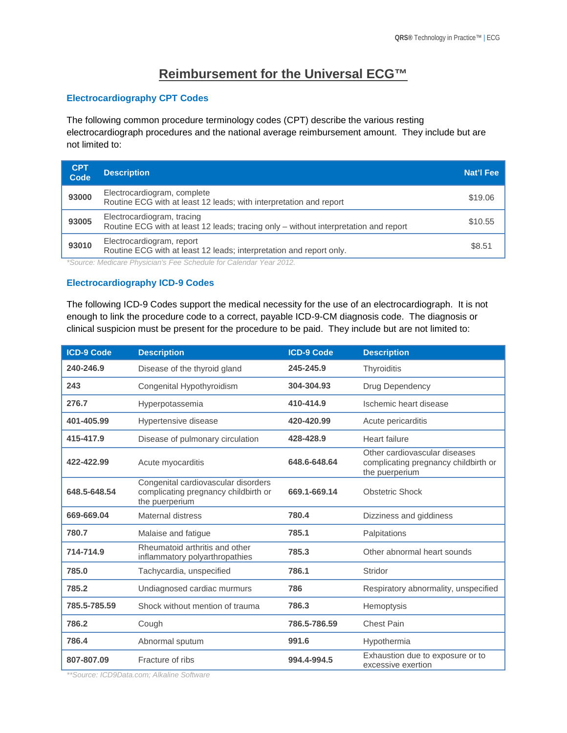# Reimbursement for the Universal ECG™

## Electrocardiography CPT Codes

The following common procedure terminology codes (CPT) describe the various resting electrocardiograph procedures and the national average reimbursement amount. They include but are not limited to:

| CPT Code | Description | Nat'l Fee |
|---|---|---|
| 93000 | Electrocardiogram, complete<br>Routine ECG with at least 12 leads; with interpretation and report | $19.06 |
| 93005 | Electrocardiogram, tracing<br>Routine ECG with at least 12 leads; tracing only – without interpretation and report | $10.55 |
| 93010 | Electrocardiogram, report<br>Routine ECG with at least 12 leads; interpretation and report only. | $8.51 |

*\*Source: Medicare Physician's Fee Schedule for Calendar Year 2012.*

## Electrocardiography ICD-9 Codes

The following ICD-9 Codes support the medical necessity for the use of an electrocardiograph. It is not enough to link the procedure code to a correct, payable ICD-9-CM diagnosis code. The diagnosis or clinical suspicion must be present for the procedure to be paid. They include but are not limited to:

| ICD-9 Code | Description | ICD-9 Code | Description |
|---|---|---|---|
| **240-246.9** | Disease of the thyroid gland | **245-245.9** | Thyroiditis |
| **243** | Congenital Hypothyroidism | **304-304.93** | Drug Dependency |
| **276.7** | Hyperpotassemia | **410-414.9** | Ischemic heart disease |
| **401-405.99** | Hypertensive disease | **420-420.99** | Acute pericarditis |
| **415-417.9** | Disease of pulmonary circulation | **428-428.9** | Heart failure |
| **422-422.99** | Acute myocarditis | **648.6-648.64** | Other cardiovascular diseases complicating pregnancy childbirth or the puerperium |
| **648.5-648.54** | Congenital cardiovascular disorders complicating pregnancy childbirth or the puerperium | **669.1-669.14** | Obstetric Shock |
| **669-669.04** | Maternal distress | **780.4** | Dizziness and giddiness |
| **780.7** | Malaise and fatigue | **785.1** | Palpitations |
| **714-714.9** | Rheumatoid arthritis and other inflammatory polyarthropathies | **785.3** | Other abnormal heart sounds |
| **785.0** | Tachycardia, unspecified | **786.1** | Stridor |
| **785.2** | Undiagnosed cardiac murmurs | **786** | Respiratory abnormality, unspecified |
| **785.5-785.59** | Shock without mention of trauma | **786.3** | Hemoptysis |
| **786.2** | Cough | **786.5-786.59** | Chest Pain |
| **786.4** | Abnormal sputum | **991.6** | Hypothermia |
| **807-807.09** | Fracture of ribs | **994.4-994.5** | Exhaustion due to exposure or to excessive exertion |

*\*\*Source: ICD9Data.com; Alkaline Software*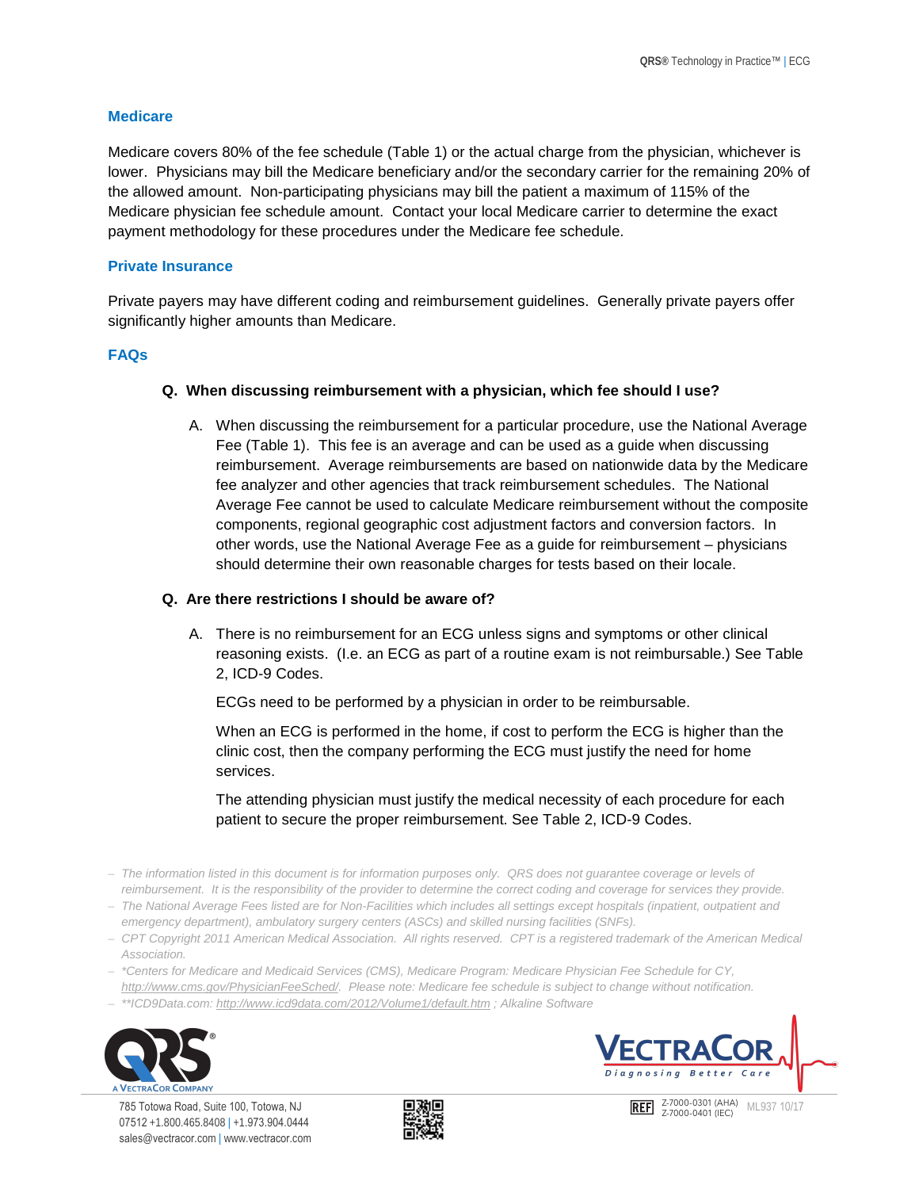## Medicare

Medicare covers 80% of the fee schedule (Table 1) or the actual charge from the physician, whichever is lower. Physicians may bill the Medicare beneficiary and/or the secondary carrier for the remaining 20% of the allowed amount. Non-participating physicians may bill the patient a maximum of 115% of the Medicare physician fee schedule amount. Contact your local Medicare carrier to determine the exact payment methodology for these procedures under the Medicare fee schedule.

## Private Insurance

Private payers may have different coding and reimbursement guidelines. Generally private payers offer significantly higher amounts than Medicare.

## FAQs

**Q. When discussing reimbursement with a physician, which fee should I use?**

A. When discussing the reimbursement for a particular procedure, use the National Average Fee (Table 1). This fee is an average and can be used as a guide when discussing reimbursement. Average reimbursements are based on nationwide data by the Medicare fee analyzer and other agencies that track reimbursement schedules. The National Average Fee cannot be used to calculate Medicare reimbursement without the composite components, regional geographic cost adjustment factors and conversion factors. In other words, use the National Average Fee as a guide for reimbursement – physicians should determine their own reasonable charges for tests based on their locale.

**Q. Are there restrictions I should be aware of?**

A. There is no reimbursement for an ECG unless signs and symptoms or other clinical reasoning exists. (I.e. an ECG as part of a routine exam is not reimbursable.) See Table 2, ICD-9 Codes.

ECGs need to be performed by a physician in order to be reimbursable.

When an ECG is performed in the home, if cost to perform the ECG is higher than the clinic cost, then the company performing the ECG must justify the need for home services.

The attending physician must justify the medical necessity of each procedure for each patient to secure the proper reimbursement. See Table 2, ICD-9 Codes.

- *The information listed in this document is for information purposes only. QRS does not guarantee coverage or levels of reimbursement. It is the responsibility of the provider to determine the correct coding and coverage for services they provide.*
- *The National Average Fees listed are for Non-Facilities which includes all settings except hospitals (inpatient, outpatient and emergency department), ambulatory surgery centers (ASCs) and skilled nursing facilities (SNFs).*
- *CPT Copyright 2011 American Medical Association. All rights reserved. CPT is a registered trademark of the American Medical Association.*
- *\*Centers for Medicare and Medicaid Services (CMS), Medicare Program: Medicare Physician Fee Schedule for CY, http://www.cms.gov/PhysicianFeeSched/. Please note: Medicare fee schedule is subject to change without notification.*
- *\*\*ICD9Data.com: http://www.icd9data.com/2012/Volume1/default.htm ; Alkaline Software*

QRS® A VectraCor Company

VectraCor — Diagnosing Better Care

785 Totowa Road, Suite 100, Totowa, NJ 07512 +1.800.465.8408 | +1.973.904.0444
sales@vectracor.com | www.vectracor.com

REF Z-7000-0301 (AHA) Z-7000-0401 (IEC) ML937 10/17